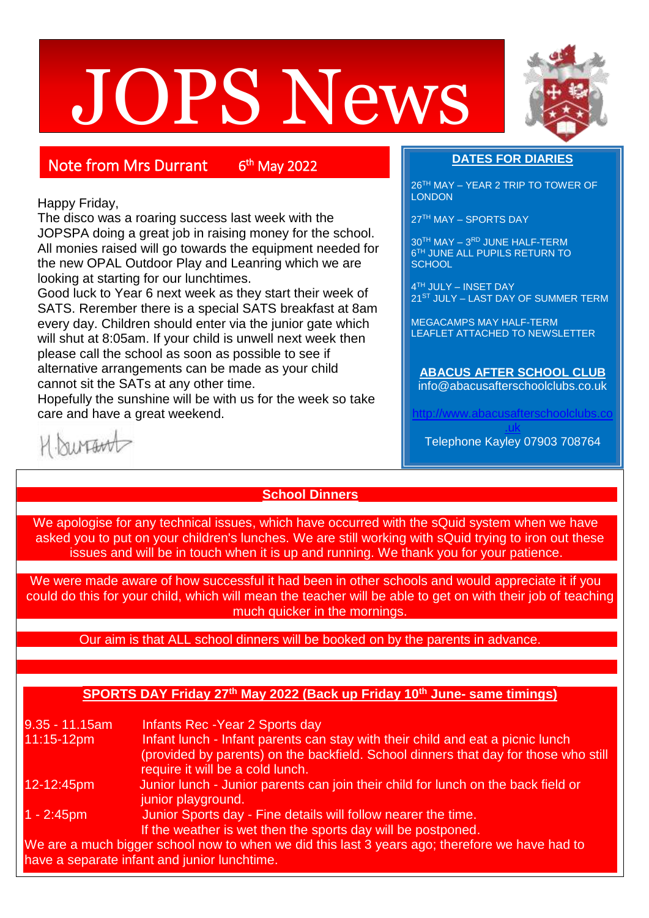# JOPS News

## Note from Mrs Durrant 6th May 2022

Happy Friday,

The disco was a roaring success last week with the JOPSPA doing a great job in raising money for the school. All monies raised will go towards the equipment needed for the new OPAL Outdoor Play and Leanring which we are looking at starting for our lunchtimes.

Good luck to Year 6 next week as they start their week of SATS. Rerember there is a special SATS breakfast at 8am every day. Children should enter via the junior gate which will shut at 8:05am. If your child is unwell next week then please call the school as soon as possible to see if alternative arrangements can be made as your child cannot sit the SATs at any other time.

Hopefully the sunshine will be with us for the week so take care and have a great weekend.

H Durrant

## DATES FOR DIARIES

26TH MAY – YEAR 2 TRIP TO TOWER OF LONDON

27TH MAY – SPORTS DAY

30TH MAY – 3RD JUNE HALF-TERM
6TH JUNE ALL PUPILS RETURN TO SCHOOL

4TH JULY – INSET DAY
21ST JULY – LAST DAY OF SUMMER TERM

MEGACAMPS MAY HALF-TERM
LEAFLET ATTACHED TO NEWSLETTER

**ABACUS AFTER SCHOOL CLUB**
info@abacusafterschoolclubs.co.uk

http://www.abacusafterschoolclubs.co.uk

Telephone Kayley 07903 708764

## School Dinners

We apologise for any technical issues, which have occurred with the sQuid system when we have asked you to put on your children's lunches. We are still working with sQuid trying to iron out these issues and will be in touch when it is up and running. We thank you for your patience.

We were made aware of how successful it had been in other schools and would appreciate it if you could do this for your child, which will mean the teacher will be able to get on with their job of teaching much quicker in the mornings.

Our aim is that ALL school dinners will be booked on by the parents in advance.

## SPORTS DAY Friday 27th May 2022 (Back up Friday 10th June- same timings)

| | |
|---|---|
| 9.35 - 11.15am | Infants Rec -Year 2 Sports day |
| 11:15-12pm | Infant lunch - Infant parents can stay with their child and eat a picnic lunch (provided by parents) on the backfield. School dinners that day for those who still require it will be a cold lunch. |
| 12-12:45pm | Junior lunch - Junior parents can join their child for lunch on the back field or junior playground. |
| 1 - 2:45pm | Junior Sports day - Fine details will follow nearer the time. If the weather is wet then the sports day will be postponed. |

We are a much bigger school now to when we did this last 3 years ago; therefore we have had to have a separate infant and junior lunchtime.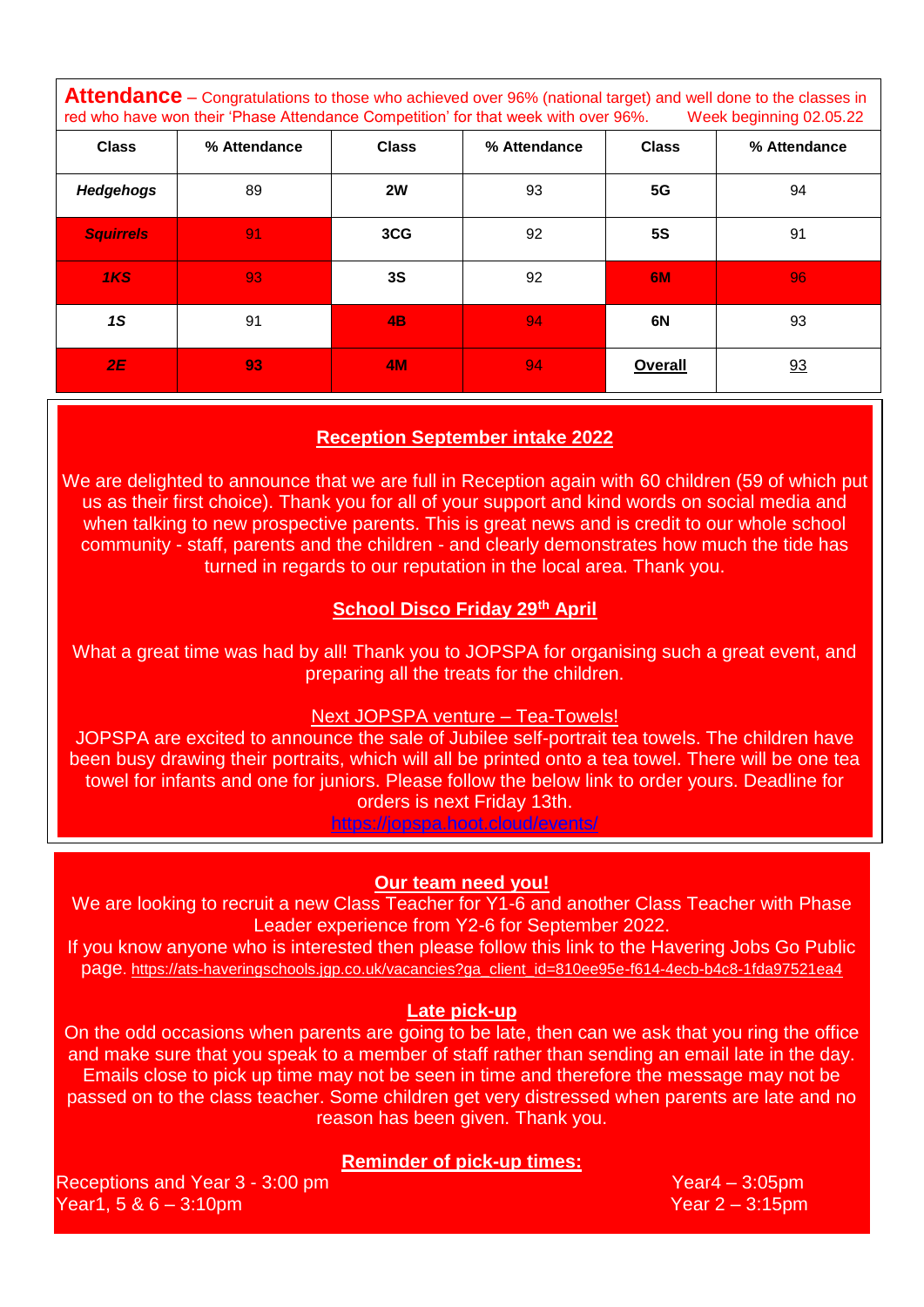**Attendance** – Congratulations to those who achieved over 96% (national target) and well done to the classes in red who have won their 'Phase Attendance Competition' for that week with over 96%. Week beginning 02.05.22

| Class | % Attendance | Class | % Attendance | Class | % Attendance |
|---|---|---|---|---|---|
| ***Hedgehogs*** | 89 | **2W** | 93 | **5G** | 94 |
| ***Squirrels*** | 91 | **3CG** | 92 | **5S** | 91 |
| ***1KS*** | 93 | **3S** | 92 | **6M** | 96 |
| ***1S*** | 91 | **4B** | 94 | **6N** | 93 |
| ***2E*** | **93** | **4M** | 94 | **Overall** | 93 |

## Reception September intake 2022

We are delighted to announce that we are full in Reception again with 60 children (59 of which put us as their first choice). Thank you for all of your support and kind words on social media and when talking to new prospective parents. This is great news and is credit to our whole school community - staff, parents and the children - and clearly demonstrates how much the tide has turned in regards to our reputation in the local area. Thank you.

## School Disco Friday 29th April

What a great time was had by all! Thank you to JOPSPA for organising such a great event, and preparing all the treats for the children.

### Next JOPSPA venture – Tea-Towels!

JOPSPA are excited to announce the sale of Jubilee self-portrait tea towels. The children have been busy drawing their portraits, which will all be printed onto a tea towel. There will be one tea towel for infants and one for juniors. Please follow the below link to order yours. Deadline for orders is next Friday 13th.

https://jopspa.hoot.cloud/events/

## Our team need you!

We are looking to recruit a new Class Teacher for Y1-6 and another Class Teacher with Phase Leader experience from Y2-6 for September 2022.

If you know anyone who is interested then please follow this link to the Havering Jobs Go Public page. https://ats-haveringschools.jgp.co.uk/vacancies?ga_client_id=810ee95e-f614-4ecb-b4c8-1fda97521ea4

## Late pick-up

On the odd occasions when parents are going to be late, then can we ask that you ring the office and make sure that you speak to a member of staff rather than sending an email late in the day. Emails close to pick up time may not be seen in time and therefore the message may not be passed on to the class teacher. Some children get very distressed when parents are late and no reason has been given. Thank you.

## Reminder of pick-up times:

Receptions and Year 3 - 3:00 pm

Year1, 5 & 6 – 3:10pm

Year4 – 3:05pm

Year 2 – 3:15pm